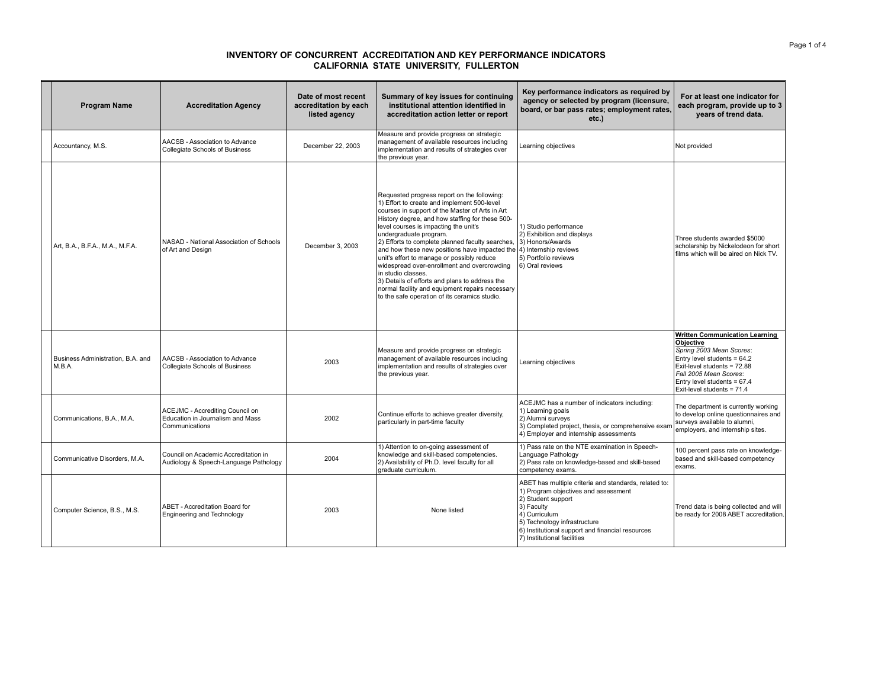# INVENTORY OF CONCURRENT ACCREDITATION AND KEY PERFORMANCE INDICATORS
## CALIFORNIA STATE UNIVERSITY, FULLERTON

| Program Name | Accreditation Agency | Date of most recent accreditation by each listed agency | Summary of key issues for continuing institutional attention identified in accreditation action letter or report | Key performance indicators as required by agency or selected by program (licensure, board, or bar pass rates; employment rates, etc.) | For at least one indicator for each program, provide up to 3 years of trend data. |
|---|---|---|---|---|---|
| Accountancy, M.S. | AACSB - Association to Advance Collegiate Schools of Business | December 22, 2003 | Measure and provide progress on strategic management of available resources including implementation and results of strategies over the previous year. | Learning objectives | Not provided |
| Art, B.A., B.F.A., M.A., M.F.A. | NASAD - National Association of Schools of Art and Design | December 3, 2003 | Requested progress report on the following:<br>1) Effort to create and implement 500-level courses in support of the Master of Arts in Art History degree, and how staffing for these 500-level courses is impacting the unit's undergraduate program.<br>2) Efforts to complete planned faculty searches, and how these new positions have impacted the unit's effort to manage or possibly reduce widespread over-enrollment and overcrowding in studio classes.<br>3) Details of efforts and plans to address the normal facility and equipment repairs necessary to the safe operation of its ceramics studio. | 1) Studio performance<br>2) Exhibition and displays<br>3) Honors/Awards<br>4) Internship reviews<br>5) Portfolio reviews<br>6) Oral reviews | Three students awarded $5000 scholarship by Nickelodeon for short films which will be aired on Nick TV. |
| Business Administration, B.A. and M.B.A. | AACSB - Association to Advance Collegiate Schools of Business | 2003 | Measure and provide progress on strategic management of available resources including implementation and results of strategies over the previous year. | Learning objectives | **Written Communication Learning Objective**<br>*Spring 2003 Mean Scores*:<br>Entry level students = 64.2<br>Exit-level students = 72.88<br>*Fall 2005 Mean Scores*:<br>Entry level students = 67.4<br>Exit-level students = 71.4 |
| Communications, B.A., M.A. | ACEJMC - Accrediting Council on Education in Journalism and Mass Communications | 2002 | Continue efforts to achieve greater diversity, particularly in part-time faculty | ACEJMC has a number of indicators including:<br>1) Learning goals<br>2) Alumni surveys<br>3) Completed project, thesis, or comprehensive exam<br>4) Employer and internship assessments | The department is currently working to develop online questionnaires and surveys available to alumni, employers, and internship sites. |
| Communicative Disorders, M.A. | Council on Academic Accreditation in Audiology & Speech-Language Pathology | 2004 | 1) Attention to on-going assessment of knowledge and skill-based competencies.<br>2) Availability of Ph.D. level faculty for all graduate curriculum. | 1) Pass rate on the NTE examination in Speech-Language Pathology<br>2) Pass rate on knowledge-based and skill-based competency exams. | 100 percent pass rate on knowledge-based and skill-based competency exams. |
| Computer Science, B.S., M.S. | ABET - Accreditation Board for Engineering and Technology | 2003 | None listed | ABET has multiple criteria and standards, related to:<br>1) Program objectives and assessment<br>2) Student support<br>3) Faculty<br>4) Curriculum<br>5) Technology infrastructure<br>6) Institutional support and financial resources<br>7) Institutional facilities | Trend data is being collected and will be ready for 2008 ABET accreditation. |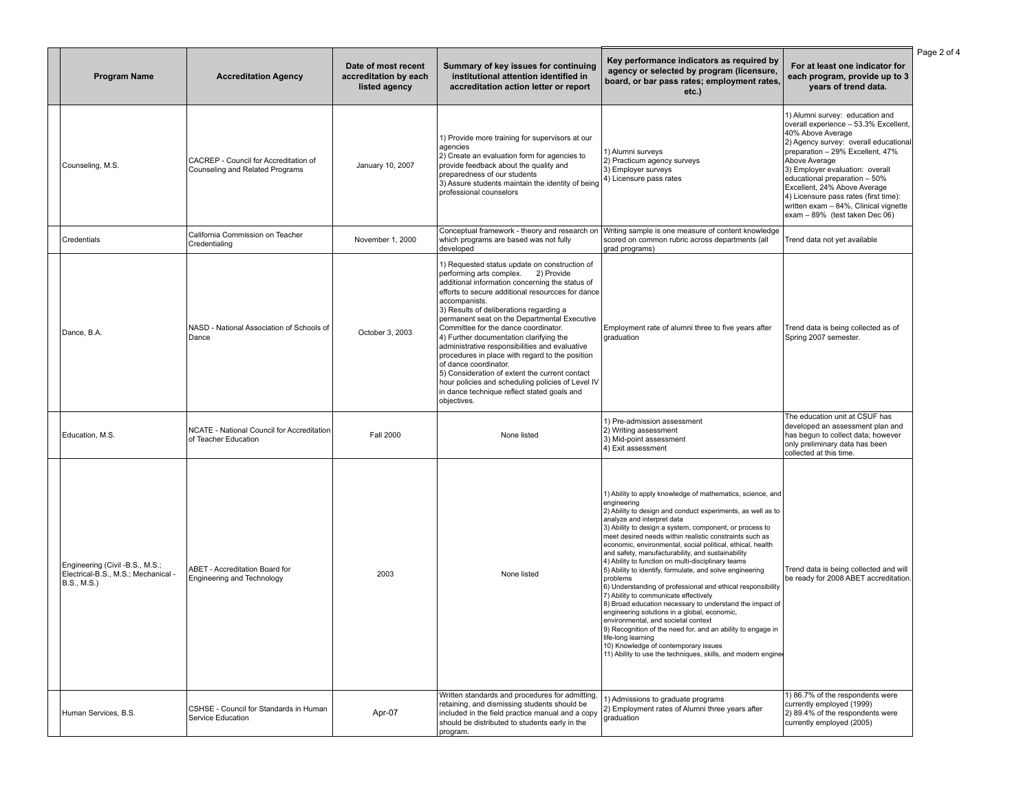| Program Name | Accreditation Agency | Date of most recent accreditation by each listed agency | Summary of key issues for continuing institutional attention identified in accreditation action letter or report | Key performance indicators as required by agency or selected by program (licensure, board, or bar pass rates; employment rates, etc.) | For at least one indicator for each program, provide up to 3 years of trend data. |
|---|---|---|---|---|---|
| Counseling, M.S. | CACREP - Council for Accreditation of Counseling and Related Programs | January 10, 2007 | 1) Provide more training for supervisors at our agencies<br>2) Create an evaluation form for agencies to provide feedback about the quality and preparedness of our students<br>3) Assure students maintain the identity of being professional counselors | 1) Alumni surveys<br>2) Practicum agency surveys<br>3) Employer surveys<br>4) Licensure pass rates | 1) Alumni survey: education and overall experience – 53.3% Excellent, 40% Above Average<br>2) Agency survey: overall educational preparation – 29% Excellent, 47% Above Average<br>3) Employer evaluation: overall educational preparation – 50% Excellent, 24% Above Average<br>4) Licensure pass rates (first time): written exam – 84%, Clinical vignette exam – 89% (test taken Dec 06) |
| Credentials | California Commission on Teacher Credentialing | November 1, 2000 | Conceptual framework - theory and research on which programs are based was not fully developed | Writing sample is one measure of content knowledge scored on common rubric across departments (all grad programs) | Trend data not yet available |
| Dance, B.A. | NASD - National Association of Schools of Dance | October 3, 2003 | 1) Requested status update on construction of performing arts complex. 2) Provide additional information concerning the status of efforts to secure additional resourcces for dance accompanists.<br>3) Results of deliberations regarding a permanent seat on the Departmental Executive Committee for the dance coordinator.<br>4) Further documentation clarifying the administrative responsibilities and evaluative procedures in place with regard to the position of dance coordinator.<br>5) Consideration of extent the current contact hour policies and scheduling policies of Level IV in dance technique reflect stated goals and objectives. | Employment rate of alumni three to five years after graduation | Trend data is being collected as of Spring 2007 semester. |
| Education, M.S. | NCATE - National Council for Accreditation of Teacher Education | Fall 2000 | None listed | 1) Pre-admission assessment<br>2) Writing assessment<br>3) Mid-point assessment<br>4) Exit assessment | The education unit at CSUF has developed an assessment plan and has begun to collect data; however only preliminary data has been collected at this time. |
| Engineering (Civil -B.S., M.S.; Electrical-B.S., M.S.; Mechanical - B.S., M.S.) | ABET - Accreditation Board for Engineering and Technology | 2003 | None listed | 1) Ability to apply knowledge of mathematics, science, and engineering<br>2) Ability to design and conduct experiments, as well as to analyze and interpret data<br>3) Ability to design a system, component, or process to meet desired needs within realistic constraints such as economic, environmental, social political, ethical, health and safety, manufacturability, and sustainability<br>4) Ability to function on multi-disciplinary teams<br>5) Ability to identify, formulate, and solve engineering problems<br>6) Understanding of professional and ethical responsibility<br>7) Ability to communicate effectively<br>8) Broad education necessary to understand the impact of engineering solutions in a global, economic, environmental, and societal context<br>9) Recognition of the need for, and an ability to engage in life-long learning<br>10) Knowledge of contemporary issues<br>11) Ability to use the techniques, skills, and modern engine | Trend data is being collected and will be ready for 2008 ABET accreditation. |
| Human Services, B.S. | CSHSE - Council for Standards in Human Service Education | Apr-07 | Written standards and procedures for admitting, retaining, and dismissing students should be included in the field practice manual and a copy should be distributed to students early in the program. | 1) Admissions to graduate programs<br>2) Employment rates of Alumni three years after graduation | 1) 86.7% of the respondents were currently employed (1999)<br>2) 89.4% of the respondents were currently employed (2005) |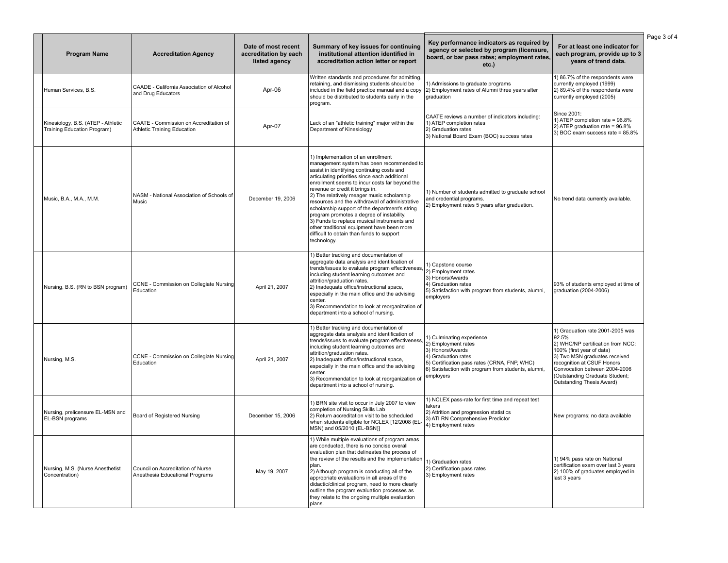| Program Name | Accreditation Agency | Date of most recent accreditation by each listed agency | Summary of key issues for continuing institutional attention identified in accreditation action letter or report | Key performance indicators as required by agency or selected by program (licensure, board, or bar pass rates; employment rates, etc.) | For at least one indicator for each program, provide up to 3 years of trend data. |
|---|---|---|---|---|---|
| Human Services, B.S. | CAADE - California Association of Alcohol and Drug Educators | Apr-06 | Written standards and procedures for admitting, retaining, and dismissing students should be included in the field practice manual and a copy should be distributed to students early in the program. | 1) Admissions to graduate programs<br>2) Employment rates of Alumni three years after graduation | 1) 86.7% of the respondents were currently employed (1999)<br>2) 89.4% of the respondents were currently employed (2005) |
| Kinesiology, B.S. (ATEP - Athletic Training Education Program) | CAATE - Commission on Accreditation of Athletic Training Education | Apr-07 | Lack of an "athletic training" major within the Department of Kinesiology | CAATE reviews a number of indicators including:<br>1) ATEP completion rates<br>2) Graduation rates<br>3) National Board Exam (BOC) success rates | Since 2001:<br>1) ATEP completion rate = 96.8%<br>2) ATEP graduation rate = 96.8%<br>3) BOC exam success rate = 85.8% |
| Music, B.A., M.A., M.M. | NASM - National Association of Schools of Music | December 19, 2006 | 1) Implementation of an enrollment management system has been recommended to assist in identifying continuing costs and articulating priorities since each additional enrollment seems to incur costs far beyond the revenue or credit it brings in.<br>2) The relatively meager music scholarship resources and the withdrawal of administrative scholarship support of the department's string program promotes a degree of instability.<br>3) Funds to replace musical instruments and other traditional equipment have been more difficult to obtain than funds to support technology. | 1) Number of students admitted to graduate school and credential programs.<br>2) Employment rates 5 years after graduation. | No trend data currently available. |
| Nursing, B.S. (RN to BSN program) | CCNE - Commission on Collegiate Nursing Education | April 21, 2007 | 1) Better tracking and documentation of aggregate data analysis and identification of trends/issues to evaluate program effectiveness, including student learning outcomes and attrition/graduation rates.<br>2) Inadequate office/instructional space, especially in the main office and the advising center.<br>3) Recommendation to look at reorganization of department into a school of nursing. | 1) Capstone course<br>2) Employment rates<br>3) Honors/Awards<br>4) Graduation rates<br>5) Satisfaction with program from students, alumni, employers | 93% of students employed at time of graduation (2004-2006) |
| Nursing, M.S. | CCNE - Commission on Collegiate Nursing Education | April 21, 2007 | 1) Better tracking and documentation of aggregate data analysis and identification of trends/issues to evaluate program effectiveness, including student learning outcomes and attrition/graduation rates.<br>2) Inadequate office/instructional space, especially in the main office and the advising center.<br>3) Recommendation to look at reorganization of department into a school of nursing. | 1) Culminating experience<br>2) Employment rates<br>3) Honors/Awards<br>4) Graduation rates<br>5) Certification pass rates (CRNA, FNP, WHC)<br>6) Satisfaction with program from students, alumni, employers | 1) Graduation rate 2001-2005 was 92.5%<br>2) WHC/NP certification from NCC: 100% (first year of data)<br>3) Two MSN graduates received recognition at CSUF Honors Convocation between 2004-2006 (Outstanding Graduate Student; Outstanding Thesis Award) |
| Nursing, prelicensure EL-MSN and EL-BSN programs | Board of Registered Nursing | December 15, 2006 | 1) BRN site visit to occur in July 2007 to view completion of Nursing Skills Lab<br>2) Return accreditation visit to be scheduled when students eligible for NCLEX [12/2008 (EL-MSN) and 05/2010 (EL-BSN)] | 1) NCLEX pass-rate for first time and repeat test takers<br>2) Attrition and progression statistics<br>3) ATI RN Comprehensive Predictor<br>4) Employment rates | New programs; no data available |
| Nursing, M.S. (Nurse Anesthetist Concentration) | Council on Accreditation of Nurse Anesthesia Educational Programs | May 19, 2007 | 1) While multiple evaluations of program areas are conducted, there is no concise overall evaluation plan that delineates the process of the review of the results and the implementation plan.<br>2) Although program is conducting all of the appropriate evaluations in all areas of the didactic/clinical program, need to more clearly outline the program evaluation processes as they relate to the ongoing multiple evaluation plans. | 1) Graduation rates<br>2) Certification pass rates<br>3) Employment rates | 1) 94% pass rate on National certification exam over last 3 years<br>2) 100% of graduates employed in last 3 years |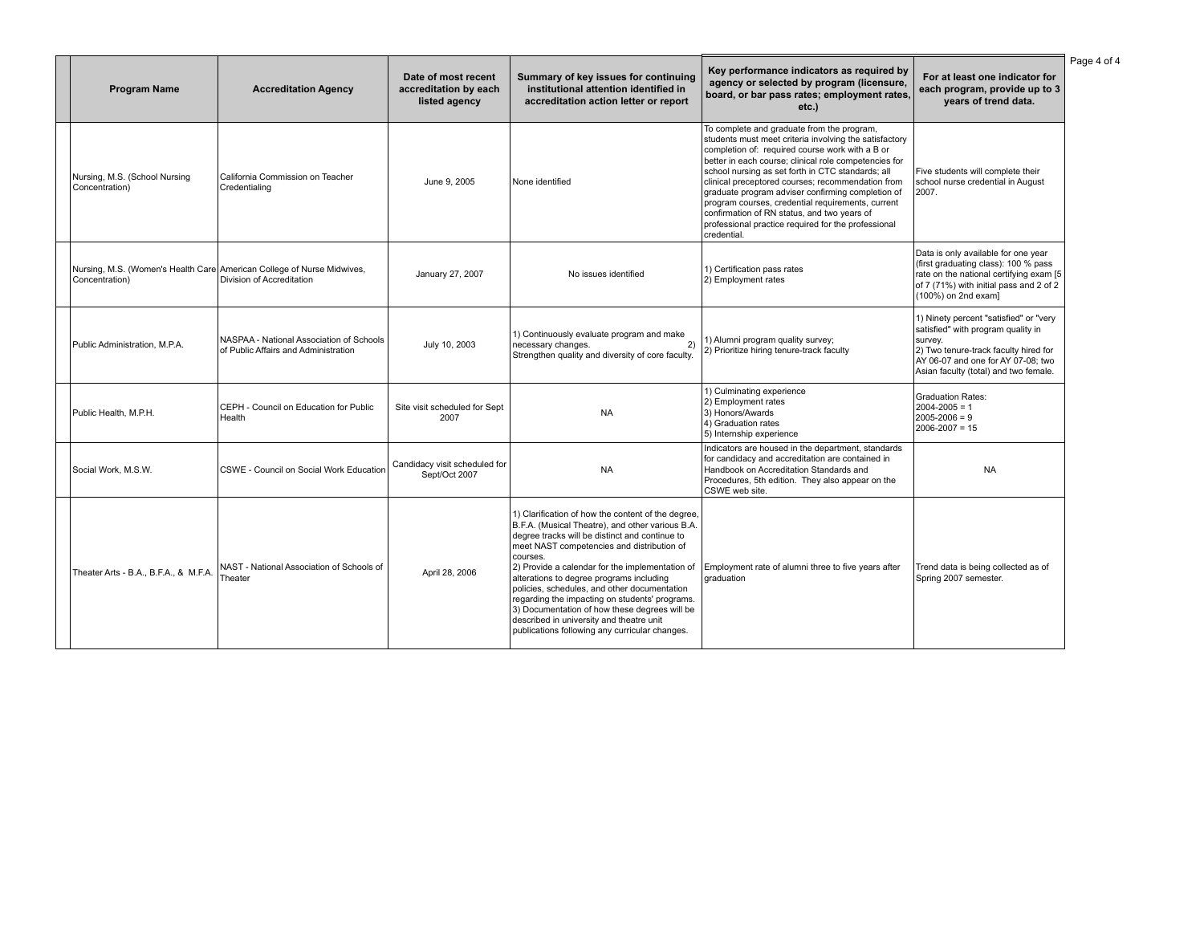| Program Name | Accreditation Agency | Date of most recent accreditation by each listed agency | Summary of key issues for continuing institutional attention identified in accreditation action letter or report | Key performance indicators as required by agency or selected by program (licensure, board, or bar pass rates; employment rates, etc.) | For at least one indicator for each program, provide up to 3 years of trend data. |
|---|---|---|---|---|---|
| Nursing, M.S. (School Nursing Concentration) | California Commission on Teacher Credentialing | June 9, 2005 | None identified | To complete and graduate from the program, students must meet criteria involving the satisfactory completion of: required course work with a B or better in each course; clinical role competencies for school nursing as set forth in CTC standards; all clinical preceptored courses; recommendation from graduate program adviser confirming completion of program courses, credential requirements, current confirmation of RN status, and two years of professional practice required for the professional credential. | Five students will complete their school nurse credential in August 2007. |
| Nursing, M.S. (Women's Health Care Concentration) | American College of Nurse Midwives, Division of Accreditation | January 27, 2007 | No issues identified | 1) Certification pass rates<br>2) Employment rates | Data is only available for one year (first graduating class): 100 % pass rate on the national certifying exam [5 of 7 (71%) with initial pass and 2 of 2 (100%) on 2nd exam] |
| Public Administration, M.P.A. | NASPAA - National Association of Schools of Public Affairs and Administration | July 10, 2003 | 1) Continuously evaluate program and make necessary changes. 2) Strengthen quality and diversity of core faculty. | 1) Alumni program quality survey;<br>2) Prioritize hiring tenure-track faculty | 1) Ninety percent "satisfied" or "very satisfied" with program quality in survey.<br>2) Two tenure-track faculty hired for AY 06-07 and one for AY 07-08; two Asian faculty (total) and two female. |
| Public Health, M.P.H. | CEPH - Council on Education for Public Health | Site visit scheduled for Sept 2007 | NA | 1) Culminating experience<br>2) Employment rates<br>3) Honors/Awards<br>4) Graduation rates<br>5) Internship experience | Graduation Rates:<br>2004-2005 = 1<br>2005-2006 = 9<br>2006-2007 = 15 |
| Social Work, M.S.W. | CSWE - Council on Social Work Education | Candidacy visit scheduled for Sept/Oct 2007 | NA | Indicators are housed in the department, standards for candidacy and accreditation are contained in Handbook on Accreditation Standards and Procedures, 5th edition. They also appear on the CSWE web site. | NA |
| Theater Arts - B.A., B.F.A., & M.F.A. | NAST - National Association of Schools of Theater | April 28, 2006 | 1) Clarification of how the content of the degree, B.F.A. (Musical Theatre), and other various B.A. degree tracks will be distinct and continue to meet NAST competencies and distribution of courses.<br>2) Provide a calendar for the implementation of alterations to degree programs including policies, schedules, and other documentation regarding the impacting on students' programs.<br>3) Documentation of how these degrees will be described in university and theatre unit publications following any curricular changes. | Employment rate of alumni three to five years after graduation | Trend data is being collected as of Spring 2007 semester. |